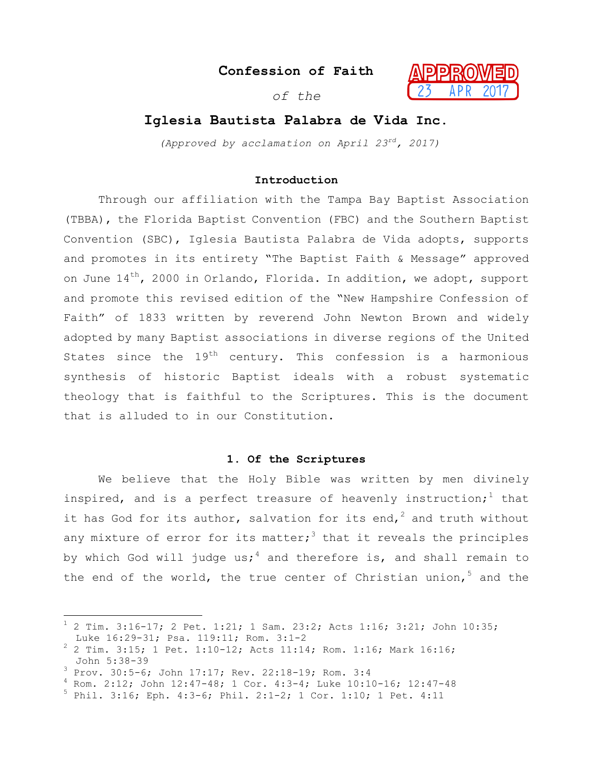# Confession of Faith

*of the*

## Iglesia Bautista Palabra de Vida Inc.

APPROVED 23 APR 2017

*(Approved by acclamation on April 23rd, 2017)*

### Introduction

Through our affiliation with the Tampa Bay Baptist Association (TBBA), the Florida Baptist Convention (FBC) and the Southern Baptist Convention (SBC), Iglesia Bautista Palabra de Vida adopts, supports and promotes in its entirety "The Baptist Faith & Message" approved on June 14th, 2000 in Orlando, Florida. In addition, we adopt, support and promote this revised edition of the "New Hampshire Confession of Faith" of 1833 written by reverend John Newton Brown and widely adopted by many Baptist associations in diverse regions of the United States since the 19th century. This confession is a harmonious synthesis of historic Baptist ideals with a robust systematic theology that is faithful to the Scriptures. This is the document that is alluded to in our Constitution.

### 1. Of the Scriptures

We believe that the Holy Bible was written by men divinely inspired, and is a perfect treasure of heavenly instruction;[1] that it has God for its author, salvation for its end,[2] and truth without any mixture of error for its matter;[3] that it reveals the principles by which God will judge us;[4] and therefore is, and shall remain to the end of the world, the true center of Christian union,[5] and the

---

[1] 2 Tim. 3:16-17; 2 Pet. 1:21; 1 Sam. 23:2; Acts 1:16; 3:21; John 10:35; Luke 16:29-31; Psa. 119:11; Rom. 3:1-2

[2] 2 Tim. 3:15; 1 Pet. 1:10-12; Acts 11:14; Rom. 1:16; Mark 16:16; John 5:38-39

[3] Prov. 30:5-6; John 17:17; Rev. 22:18-19; Rom. 3:4

[4] Rom. 2:12; John 12:47-48; 1 Cor. 4:3-4; Luke 10:10-16; 12:47-48

[5] Phil. 3:16; Eph. 4:3-6; Phil. 2:1-2; 1 Cor. 1:10; 1 Pet. 4:11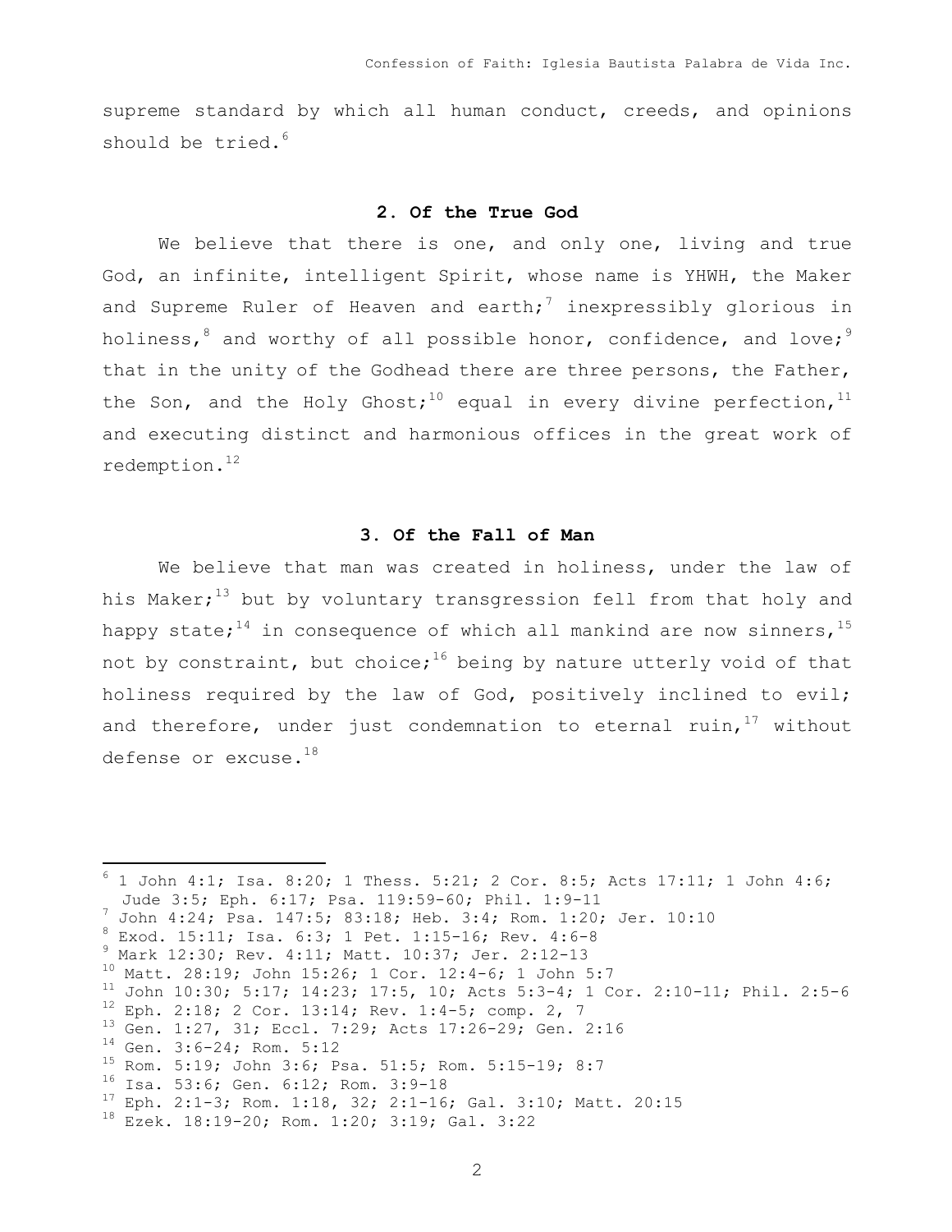supreme standard by which all human conduct, creeds, and opinions should be tried.[6]

## 2. Of the True God

We believe that there is one, and only one, living and true God, an infinite, intelligent Spirit, whose name is YHWH, the Maker and Supreme Ruler of Heaven and earth;[7] inexpressibly glorious in holiness,[8] and worthy of all possible honor, confidence, and love;[9] that in the unity of the Godhead there are three persons, the Father, the Son, and the Holy Ghost;[10] equal in every divine perfection,[11] and executing distinct and harmonious offices in the great work of redemption.[12]

## 3. Of the Fall of Man

We believe that man was created in holiness, under the law of his Maker;[13] but by voluntary transgression fell from that holy and happy state;[14] in consequence of which all mankind are now sinners,[15] not by constraint, but choice;[16] being by nature utterly void of that holiness required by the law of God, positively inclined to evil; and therefore, under just condemnation to eternal ruin,[17] without defense or excuse.[18]

---

[6] 1 John 4:1; Isa. 8:20; 1 Thess. 5:21; 2 Cor. 8:5; Acts 17:11; 1 John 4:6; Jude 3:5; Eph. 6:17; Psa. 119:59-60; Phil. 1:9-11
[7] John 4:24; Psa. 147:5; 83:18; Heb. 3:4; Rom. 1:20; Jer. 10:10
[8] Exod. 15:11; Isa. 6:3; 1 Pet. 1:15-16; Rev. 4:6-8
[9] Mark 12:30; Rev. 4:11; Matt. 10:37; Jer. 2:12-13
[10] Matt. 28:19; John 15:26; 1 Cor. 12:4-6; 1 John 5:7
[11] John 10:30; 5:17; 14:23; 17:5, 10; Acts 5:3-4; 1 Cor. 2:10-11; Phil. 2:5-6
[12] Eph. 2:18; 2 Cor. 13:14; Rev. 1:4-5; comp. 2, 7
[13] Gen. 1:27, 31; Eccl. 7:29; Acts 17:26-29; Gen. 2:16
[14] Gen. 3:6-24; Rom. 5:12
[15] Rom. 5:19; John 3:6; Psa. 51:5; Rom. 5:15-19; 8:7
[16] Isa. 53:6; Gen. 6:12; Rom. 3:9-18
[17] Eph. 2:1-3; Rom. 1:18, 32; 2:1-16; Gal. 3:10; Matt. 20:15
[18] Ezek. 18:19-20; Rom. 1:20; 3:19; Gal. 3:22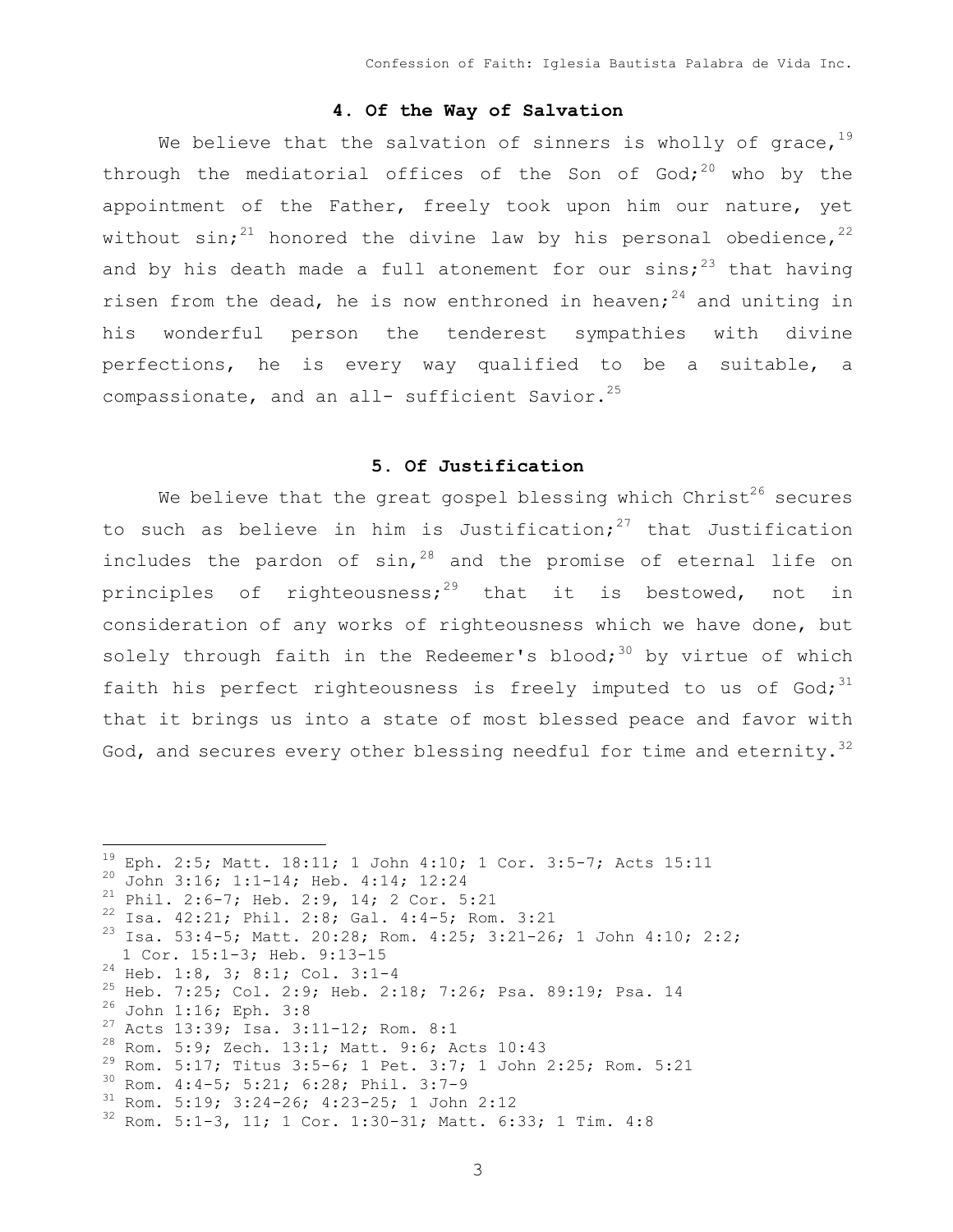## 4. Of the Way of Salvation

We believe that the salvation of sinners is wholly of grace,[19] through the mediatorial offices of the Son of God;[20] who by the appointment of the Father, freely took upon him our nature, yet without sin;[21] honored the divine law by his personal obedience,[22] and by his death made a full atonement for our sins;[23] that having risen from the dead, he is now enthroned in heaven;[24] and uniting in his wonderful person the tenderest sympathies with divine perfections, he is every way qualified to be a suitable, a compassionate, and an all- sufficient Savior.[25]

## 5. Of Justification

We believe that the great gospel blessing which Christ[26] secures to such as believe in him is Justification;[27] that Justification includes the pardon of sin,[28] and the promise of eternal life on principles of righteousness;[29] that it is bestowed, not in consideration of any works of righteousness which we have done, but solely through faith in the Redeemer's blood;[30] by virtue of which faith his perfect righteousness is freely imputed to us of God;[31] that it brings us into a state of most blessed peace and favor with God, and secures every other blessing needful for time and eternity.[32]

---

[19] Eph. 2:5; Matt. 18:11; 1 John 4:10; 1 Cor. 3:5-7; Acts 15:11
[20] John 3:16; 1:1-14; Heb. 4:14; 12:24
[21] Phil. 2:6-7; Heb. 2:9, 14; 2 Cor. 5:21
[22] Isa. 42:21; Phil. 2:8; Gal. 4:4-5; Rom. 3:21
[23] Isa. 53:4-5; Matt. 20:28; Rom. 4:25; 3:21-26; 1 John 4:10; 2:2; 1 Cor. 15:1-3; Heb. 9:13-15
[24] Heb. 1:8, 3; 8:1; Col. 3:1-4
[25] Heb. 7:25; Col. 2:9; Heb. 2:18; 7:26; Psa. 89:19; Psa. 14
[26] John 1:16; Eph. 3:8
[27] Acts 13:39; Isa. 3:11-12; Rom. 8:1
[28] Rom. 5:9; Zech. 13:1; Matt. 9:6; Acts 10:43
[29] Rom. 5:17; Titus 3:5-6; 1 Pet. 3:7; 1 John 2:25; Rom. 5:21
[30] Rom. 4:4-5; 5:21; 6:28; Phil. 3:7-9
[31] Rom. 5:19; 3:24-26; 4:23-25; 1 John 2:12
[32] Rom. 5:1-3, 11; 1 Cor. 1:30-31; Matt. 6:33; 1 Tim. 4:8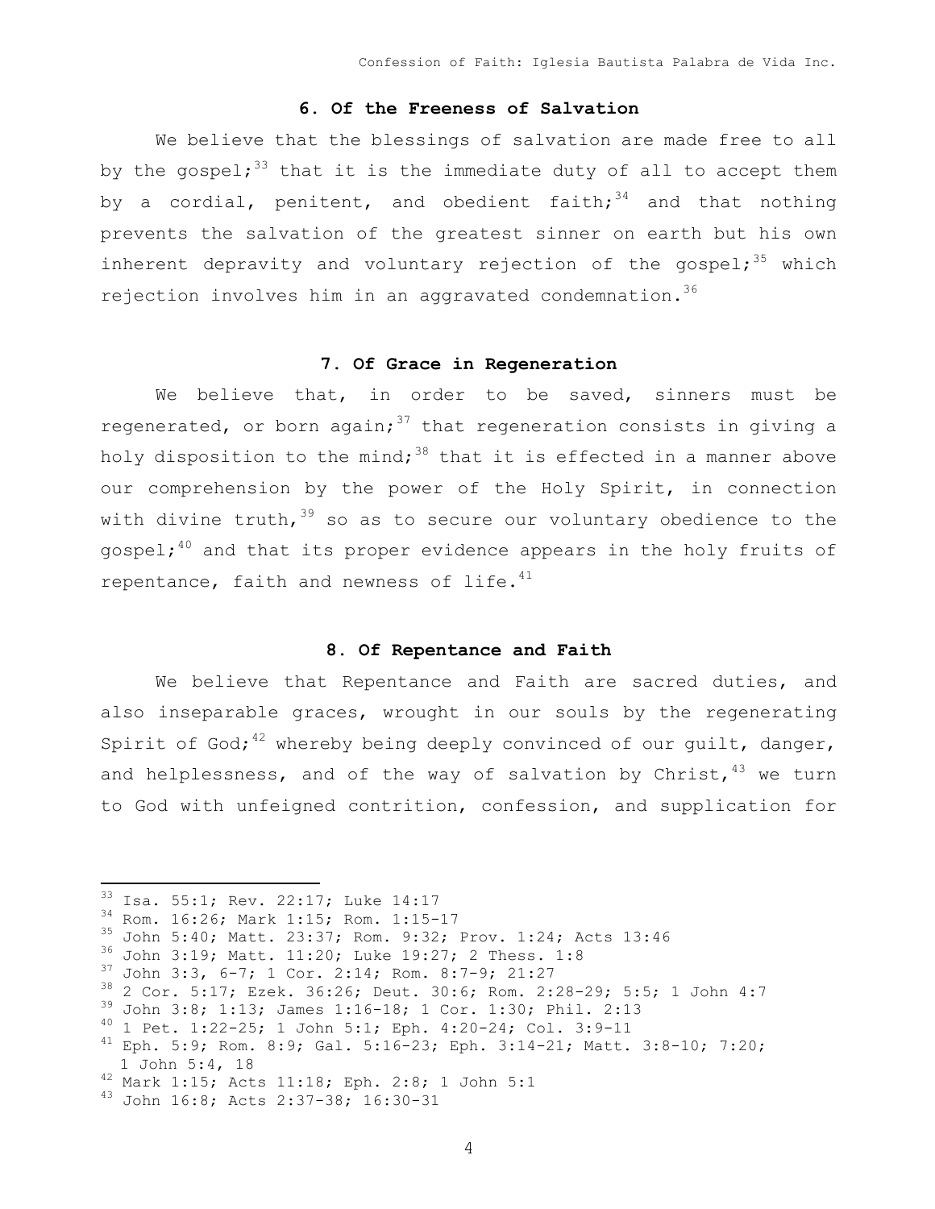### 6. Of the Freeness of Salvation

We believe that the blessings of salvation are made free to all by the gospel;[33] that it is the immediate duty of all to accept them by a cordial, penitent, and obedient faith;[34] and that nothing prevents the salvation of the greatest sinner on earth but his own inherent depravity and voluntary rejection of the gospel;[35] which rejection involves him in an aggravated condemnation.[36]

### 7. Of Grace in Regeneration

We believe that, in order to be saved, sinners must be regenerated, or born again;[37] that regeneration consists in giving a holy disposition to the mind;[38] that it is effected in a manner above our comprehension by the power of the Holy Spirit, in connection with divine truth,[39] so as to secure our voluntary obedience to the gospel;[40] and that its proper evidence appears in the holy fruits of repentance, faith and newness of life.[41]

### 8. Of Repentance and Faith

We believe that Repentance and Faith are sacred duties, and also inseparable graces, wrought in our souls by the regenerating Spirit of God;[42] whereby being deeply convinced of our guilt, danger, and helplessness, and of the way of salvation by Christ,[43] we turn to God with unfeigned contrition, confession, and supplication for

---

[33] Isa. 55:1; Rev. 22:17; Luke 14:17
[34] Rom. 16:26; Mark 1:15; Rom. 1:15-17
[35] John 5:40; Matt. 23:37; Rom. 9:32; Prov. 1:24; Acts 13:46
[36] John 3:19; Matt. 11:20; Luke 19:27; 2 Thess. 1:8
[37] John 3:3, 6-7; 1 Cor. 2:14; Rom. 8:7-9; 21:27
[38] 2 Cor. 5:17; Ezek. 36:26; Deut. 30:6; Rom. 2:28-29; 5:5; 1 John 4:7
[39] John 3:8; 1:13; James 1:16-18; 1 Cor. 1:30; Phil. 2:13
[40] 1 Pet. 1:22-25; 1 John 5:1; Eph. 4:20-24; Col. 3:9-11
[41] Eph. 5:9; Rom. 8:9; Gal. 5:16-23; Eph. 3:14-21; Matt. 3:8-10; 7:20; 1 John 5:4, 18
[42] Mark 1:15; Acts 11:18; Eph. 2:8; 1 John 5:1
[43] John 16:8; Acts 2:37-38; 16:30-31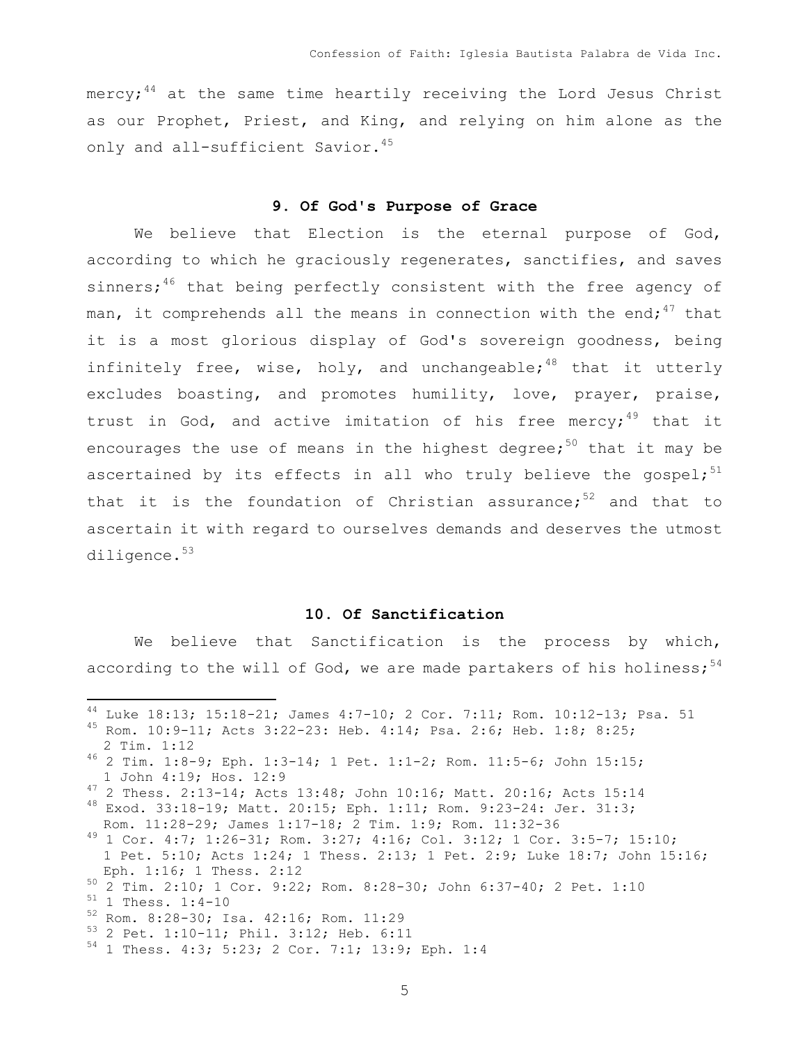mercy;[44] at the same time heartily receiving the Lord Jesus Christ as our Prophet, Priest, and King, and relying on him alone as the only and all-sufficient Savior.[45]

### 9. Of God's Purpose of Grace

We believe that Election is the eternal purpose of God, according to which he graciously regenerates, sanctifies, and saves sinners;[46] that being perfectly consistent with the free agency of man, it comprehends all the means in connection with the end;[47] that it is a most glorious display of God's sovereign goodness, being infinitely free, wise, holy, and unchangeable;[48] that it utterly excludes boasting, and promotes humility, love, prayer, praise, trust in God, and active imitation of his free mercy;[49] that it encourages the use of means in the highest degree;[50] that it may be ascertained by its effects in all who truly believe the gospel;[51] that it is the foundation of Christian assurance;[52] and that to ascertain it with regard to ourselves demands and deserves the utmost diligence.[53]

### 10. Of Sanctification

We believe that Sanctification is the process by which, according to the will of God, we are made partakers of his holiness;[54]

---

[44] Luke 18:13; 15:18-21; James 4:7-10; 2 Cor. 7:11; Rom. 10:12-13; Psa. 51

[45] Rom. 10:9-11; Acts 3:22-23: Heb. 4:14; Psa. 2:6; Heb. 1:8; 8:25; 2 Tim. 1:12

[46] 2 Tim. 1:8-9; Eph. 1:3-14; 1 Pet. 1:1-2; Rom. 11:5-6; John 15:15; 1 John 4:19; Hos. 12:9

[47] 2 Thess. 2:13-14; Acts 13:48; John 10:16; Matt. 20:16; Acts 15:14

[48] Exod. 33:18-19; Matt. 20:15; Eph. 1:11; Rom. 9:23-24: Jer. 31:3; Rom. 11:28-29; James 1:17-18; 2 Tim. 1:9; Rom. 11:32-36

[49] 1 Cor. 4:7; 1:26-31; Rom. 3:27; 4:16; Col. 3:12; 1 Cor. 3:5-7; 15:10; 1 Pet. 5:10; Acts 1:24; 1 Thess. 2:13; 1 Pet. 2:9; Luke 18:7; John 15:16; Eph. 1:16; 1 Thess. 2:12

[50] 2 Tim. 2:10; 1 Cor. 9:22; Rom. 8:28-30; John 6:37-40; 2 Pet. 1:10

[51] 1 Thess. 1:4-10

[52] Rom. 8:28-30; Isa. 42:16; Rom. 11:29

[53] 2 Pet. 1:10-11; Phil. 3:12; Heb. 6:11

[54] 1 Thess. 4:3; 5:23; 2 Cor. 7:1; 13:9; Eph. 1:4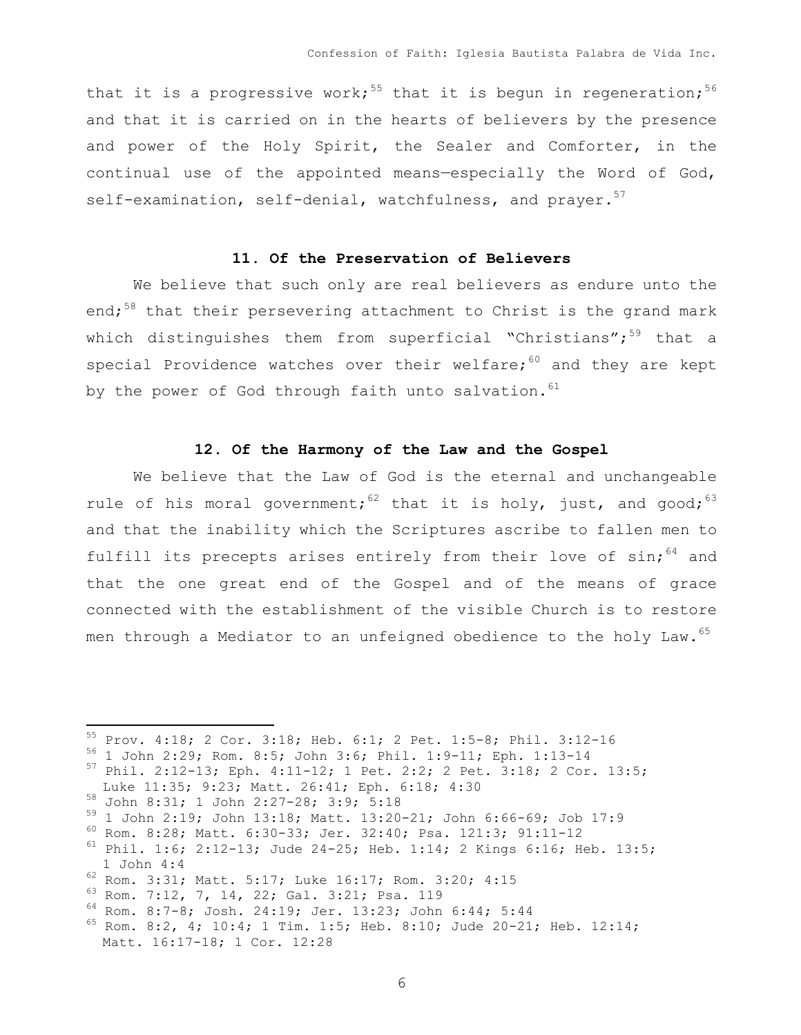that it is a progressive work;[55] that it is begun in regeneration;[56] and that it is carried on in the hearts of believers by the presence and power of the Holy Spirit, the Sealer and Comforter, in the continual use of the appointed means—especially the Word of God, self-examination, self-denial, watchfulness, and prayer.[57]

### 11. Of the Preservation of Believers

We believe that such only are real believers as endure unto the end;[58] that their persevering attachment to Christ is the grand mark which distinguishes them from superficial "Christians";[59] that a special Providence watches over their welfare;[60] and they are kept by the power of God through faith unto salvation.[61]

### 12. Of the Harmony of the Law and the Gospel

We believe that the Law of God is the eternal and unchangeable rule of his moral government;[62] that it is holy, just, and good;[63] and that the inability which the Scriptures ascribe to fallen men to fulfill its precepts arises entirely from their love of sin;[64] and that the one great end of the Gospel and of the means of grace connected with the establishment of the visible Church is to restore men through a Mediator to an unfeigned obedience to the holy Law.[65]

---

[55] Prov. 4:18; 2 Cor. 3:18; Heb. 6:1; 2 Pet. 1:5-8; Phil. 3:12-16
[56] 1 John 2:29; Rom. 8:5; John 3:6; Phil. 1:9-11; Eph. 1:13-14
[57] Phil. 2:12-13; Eph. 4:11-12; 1 Pet. 2:2; 2 Pet. 3:18; 2 Cor. 13:5; Luke 11:35; 9:23; Matt. 26:41; Eph. 6:18; 4:30
[58] John 8:31; 1 John 2:27-28; 3:9; 5:18
[59] 1 John 2:19; John 13:18; Matt. 13:20-21; John 6:66-69; Job 17:9
[60] Rom. 8:28; Matt. 6:30-33; Jer. 32:40; Psa. 121:3; 91:11-12
[61] Phil. 1:6; 2:12-13; Jude 24-25; Heb. 1:14; 2 Kings 6:16; Heb. 13:5; 1 John 4:4
[62] Rom. 3:31; Matt. 5:17; Luke 16:17; Rom. 3:20; 4:15
[63] Rom. 7:12, 7, 14, 22; Gal. 3:21; Psa. 119
[64] Rom. 8:7-8; Josh. 24:19; Jer. 13:23; John 6:44; 5:44
[65] Rom. 8:2, 4; 10:4; 1 Tim. 1:5; Heb. 8:10; Jude 20-21; Heb. 12:14; Matt. 16:17-18; 1 Cor. 12:28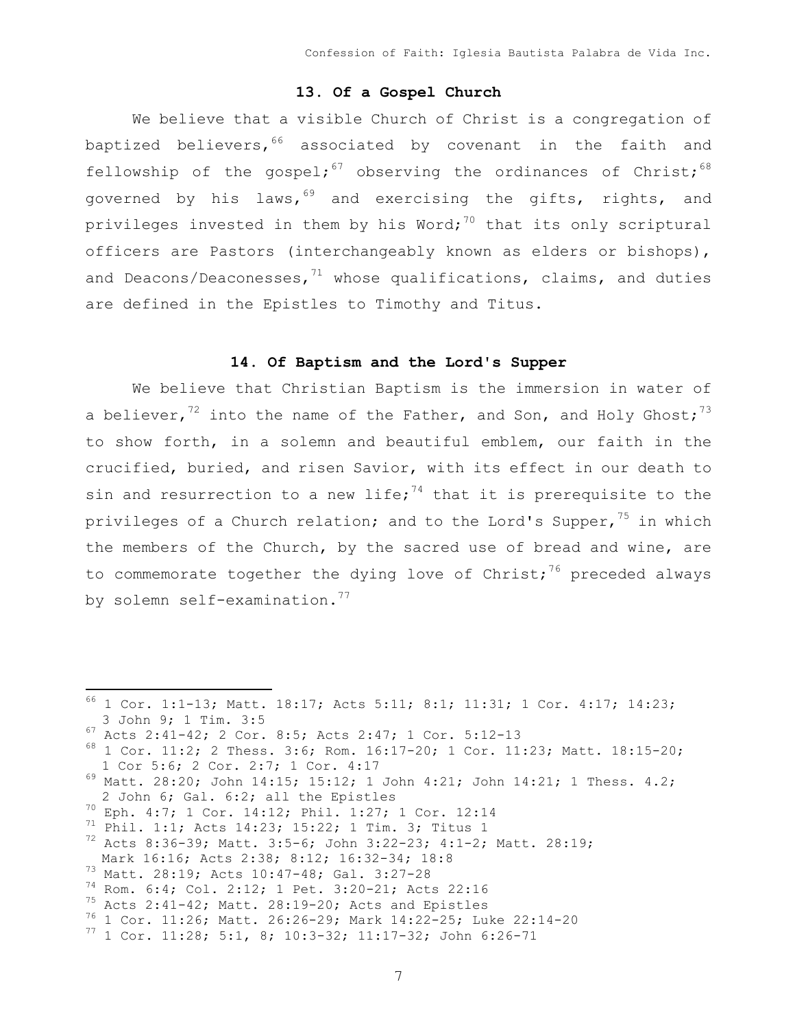## 13. Of a Gospel Church

We believe that a visible Church of Christ is a congregation of baptized believers,[66] associated by covenant in the faith and fellowship of the gospel;[67] observing the ordinances of Christ;[68] governed by his laws,[69] and exercising the gifts, rights, and privileges invested in them by his Word;[70] that its only scriptural officers are Pastors (interchangeably known as elders or bishops), and Deacons/Deaconesses,[71] whose qualifications, claims, and duties are defined in the Epistles to Timothy and Titus.

## 14. Of Baptism and the Lord's Supper

We believe that Christian Baptism is the immersion in water of a believer,[72] into the name of the Father, and Son, and Holy Ghost;[73] to show forth, in a solemn and beautiful emblem, our faith in the crucified, buried, and risen Savior, with its effect in our death to sin and resurrection to a new life;[74] that it is prerequisite to the privileges of a Church relation; and to the Lord's Supper,[75] in which the members of the Church, by the sacred use of bread and wine, are to commemorate together the dying love of Christ;[76] preceded always by solemn self-examination.[77]

---

[66] 1 Cor. 1:1-13; Matt. 18:17; Acts 5:11; 8:1; 11:31; 1 Cor. 4:17; 14:23; 3 John 9; 1 Tim. 3:5

[67] Acts 2:41-42; 2 Cor. 8:5; Acts 2:47; 1 Cor. 5:12-13

[68] 1 Cor. 11:2; 2 Thess. 3:6; Rom. 16:17-20; 1 Cor. 11:23; Matt. 18:15-20; 1 Cor 5:6; 2 Cor. 2:7; 1 Cor. 4:17

[69] Matt. 28:20; John 14:15; 15:12; 1 John 4:21; John 14:21; 1 Thess. 4.2; 2 John 6; Gal. 6:2; all the Epistles

[70] Eph. 4:7; 1 Cor. 14:12; Phil. 1:27; 1 Cor. 12:14

[71] Phil. 1:1; Acts 14:23; 15:22; 1 Tim. 3; Titus 1

[72] Acts 8:36-39; Matt. 3:5-6; John 3:22-23; 4:1-2; Matt. 28:19; Mark 16:16; Acts 2:38; 8:12; 16:32-34; 18:8

[73] Matt. 28:19; Acts 10:47-48; Gal. 3:27-28

[74] Rom. 6:4; Col. 2:12; 1 Pet. 3:20-21; Acts 22:16

[75] Acts 2:41-42; Matt. 28:19-20; Acts and Epistles

[76] 1 Cor. 11:26; Matt. 26:26-29; Mark 14:22-25; Luke 22:14-20

[77] 1 Cor. 11:28; 5:1, 8; 10:3-32; 11:17-32; John 6:26-71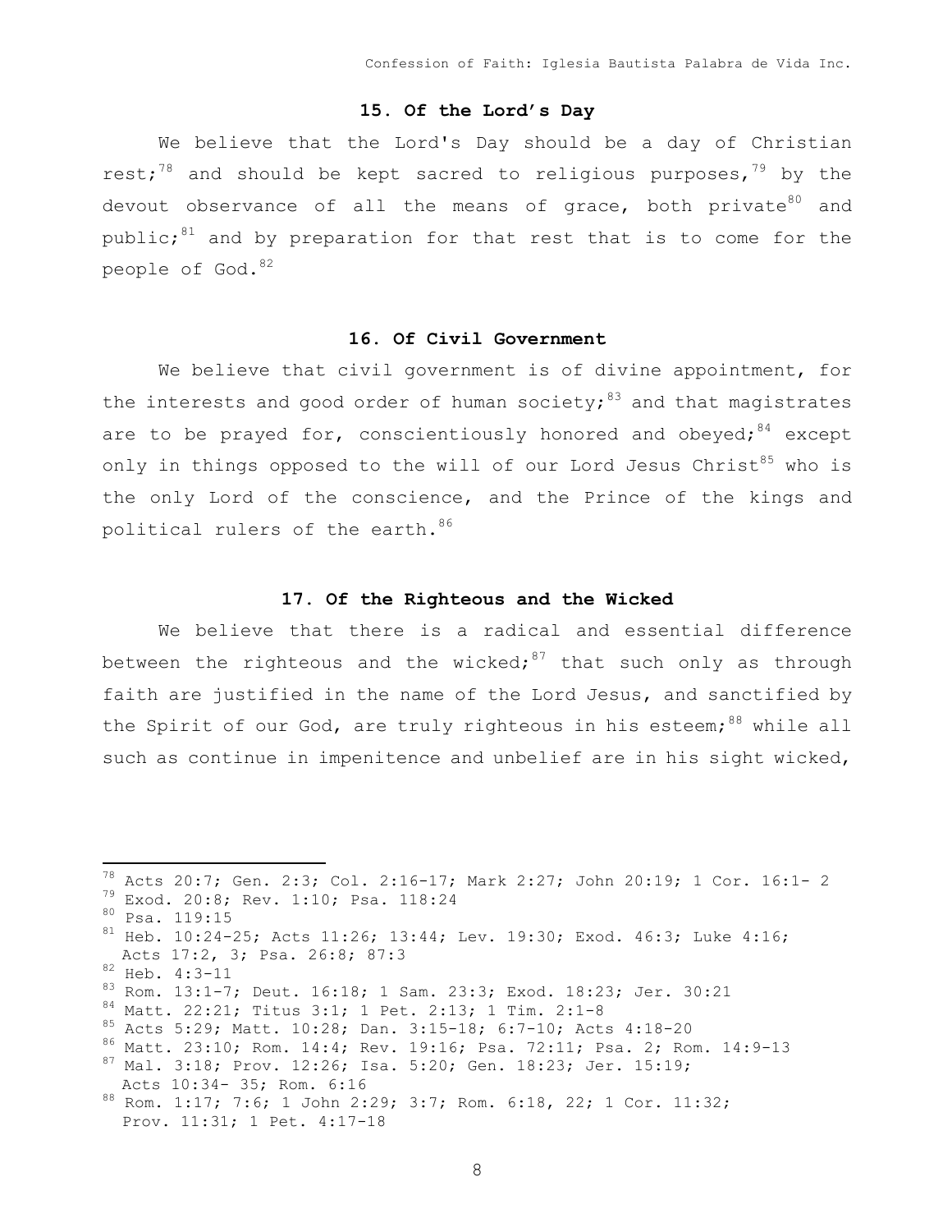## 15. Of the Lord's Day

We believe that the Lord's Day should be a day of Christian rest;[78] and should be kept sacred to religious purposes,[79] by the devout observance of all the means of grace, both private[80] and public;[81] and by preparation for that rest that is to come for the people of God.[82]

## 16. Of Civil Government

We believe that civil government is of divine appointment, for the interests and good order of human society;[83] and that magistrates are to be prayed for, conscientiously honored and obeyed;[84] except only in things opposed to the will of our Lord Jesus Christ[85] who is the only Lord of the conscience, and the Prince of the kings and political rulers of the earth.[86]

## 17. Of the Righteous and the Wicked

We believe that there is a radical and essential difference between the righteous and the wicked;[87] that such only as through faith are justified in the name of the Lord Jesus, and sanctified by the Spirit of our God, are truly righteous in his esteem;[88] while all such as continue in impenitence and unbelief are in his sight wicked,

---

[78] Acts 20:7; Gen. 2:3; Col. 2:16-17; Mark 2:27; John 20:19; 1 Cor. 16:1- 2

[79] Exod. 20:8; Rev. 1:10; Psa. 118:24

[80] Psa. 119:15

[81] Heb. 10:24-25; Acts 11:26; 13:44; Lev. 19:30; Exod. 46:3; Luke 4:16; Acts 17:2, 3; Psa. 26:8; 87:3

[82] Heb. 4:3-11

[83] Rom. 13:1-7; Deut. 16:18; 1 Sam. 23:3; Exod. 18:23; Jer. 30:21

[84] Matt. 22:21; Titus 3:1; 1 Pet. 2:13; 1 Tim. 2:1-8

[85] Acts 5:29; Matt. 10:28; Dan. 3:15-18; 6:7-10; Acts 4:18-20

[86] Matt. 23:10; Rom. 14:4; Rev. 19:16; Psa. 72:11; Psa. 2; Rom. 14:9-13

[87] Mal. 3:18; Prov. 12:26; Isa. 5:20; Gen. 18:23; Jer. 15:19; Acts 10:34- 35; Rom. 6:16

[88] Rom. 1:17; 7:6; 1 John 2:29; 3:7; Rom. 6:18, 22; 1 Cor. 11:32; Prov. 11:31; 1 Pet. 4:17-18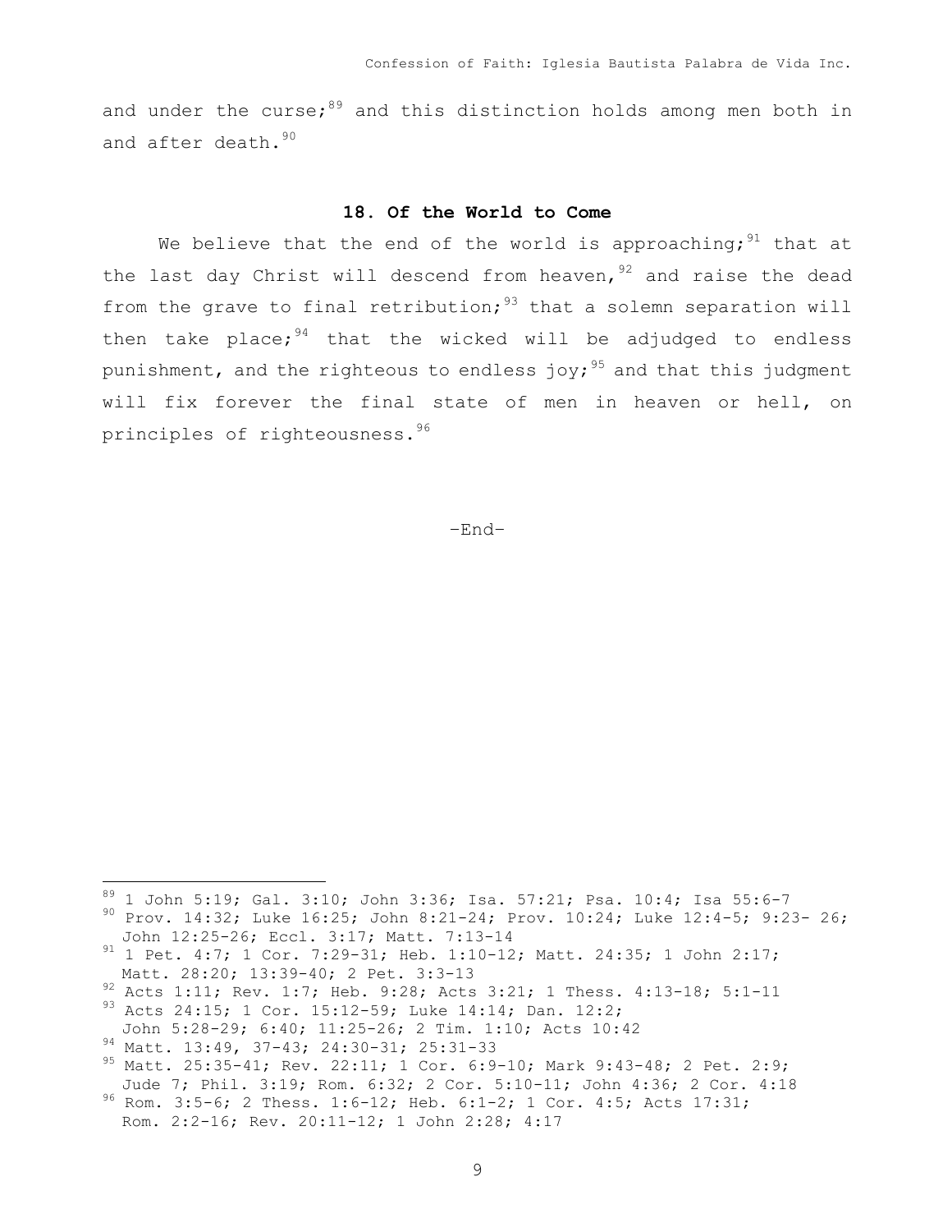and under the curse;[89] and this distinction holds among men both in and after death.[90]

### 18. Of the World to Come

We believe that the end of the world is approaching;[91] that at the last day Christ will descend from heaven,[92] and raise the dead from the grave to final retribution;[93] that a solemn separation will then take place;[94] that the wicked will be adjudged to endless punishment, and the righteous to endless joy;[95] and that this judgment will fix forever the final state of men in heaven or hell, on principles of righteousness.[96]

-End-

---

[89] 1 John 5:19; Gal. 3:10; John 3:36; Isa. 57:21; Psa. 10:4; Isa 55:6-7

[90] Prov. 14:32; Luke 16:25; John 8:21-24; Prov. 10:24; Luke 12:4-5; 9:23- 26; John 12:25-26; Eccl. 3:17; Matt. 7:13-14

[91] 1 Pet. 4:7; 1 Cor. 7:29-31; Heb. 1:10-12; Matt. 24:35; 1 John 2:17; Matt. 28:20; 13:39-40; 2 Pet. 3:3-13

[92] Acts 1:11; Rev. 1:7; Heb. 9:28; Acts 3:21; 1 Thess. 4:13-18; 5:1-11

[93] Acts 24:15; 1 Cor. 15:12-59; Luke 14:14; Dan. 12:2; John 5:28-29; 6:40; 11:25-26; 2 Tim. 1:10; Acts 10:42

[94] Matt. 13:49, 37-43; 24:30-31; 25:31-33

[95] Matt. 25:35-41; Rev. 22:11; 1 Cor. 6:9-10; Mark 9:43-48; 2 Pet. 2:9; Jude 7; Phil. 3:19; Rom. 6:32; 2 Cor. 5:10-11; John 4:36; 2 Cor. 4:18

[96] Rom. 3:5-6; 2 Thess. 1:6-12; Heb. 6:1-2; 1 Cor. 4:5; Acts 17:31; Rom. 2:2-16; Rev. 20:11-12; 1 John 2:28; 4:17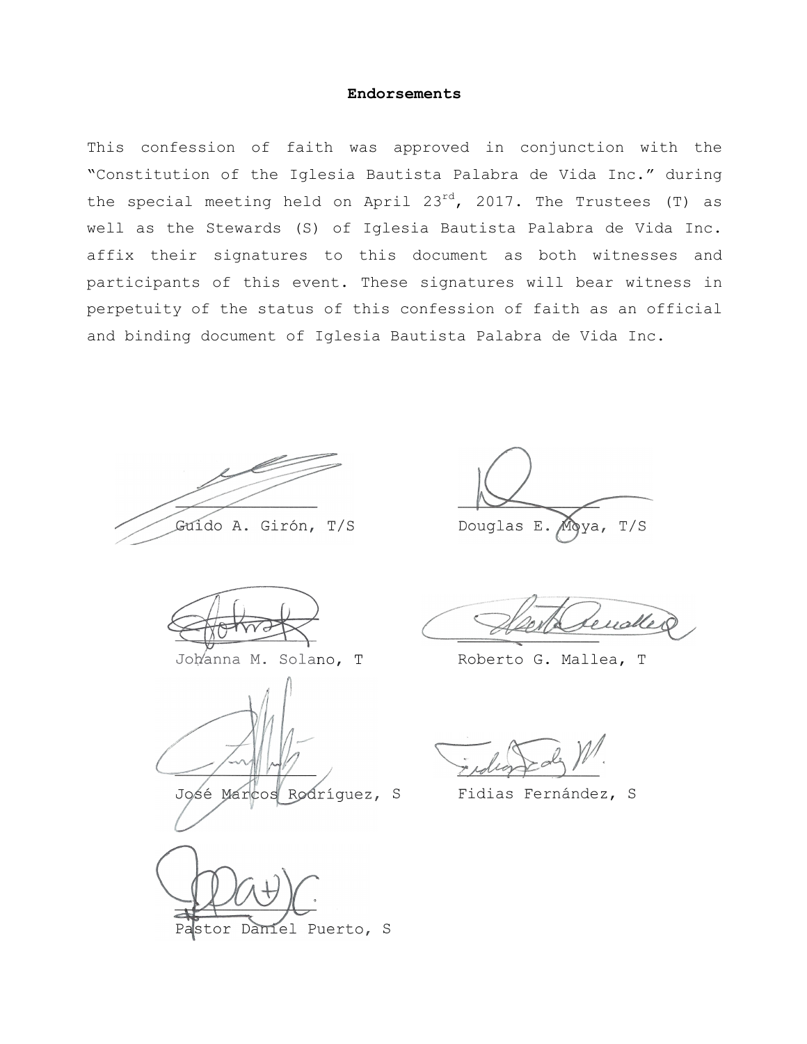**Endorsements**

This confession of faith was approved in conjunction with the "Constitution of the Iglesia Bautista Palabra de Vida Inc." during the special meeting held on April 23rd, 2017. The Trustees (T) as well as the Stewards (S) of Iglesia Bautista Palabra de Vida Inc. affix their signatures to this document as both witnesses and participants of this event. These signatures will bear witness in perpetuity of the status of this confession of faith as an official and binding document of Iglesia Bautista Palabra de Vida Inc.

Guido A. Girón, T/S

Douglas E. Moya, T/S

Johanna M. Solano, T

Roberto G. Mallea, T

José Marcos Rodríguez, S

Fidias Fernández, S

Pastor Daniel Puerto, S